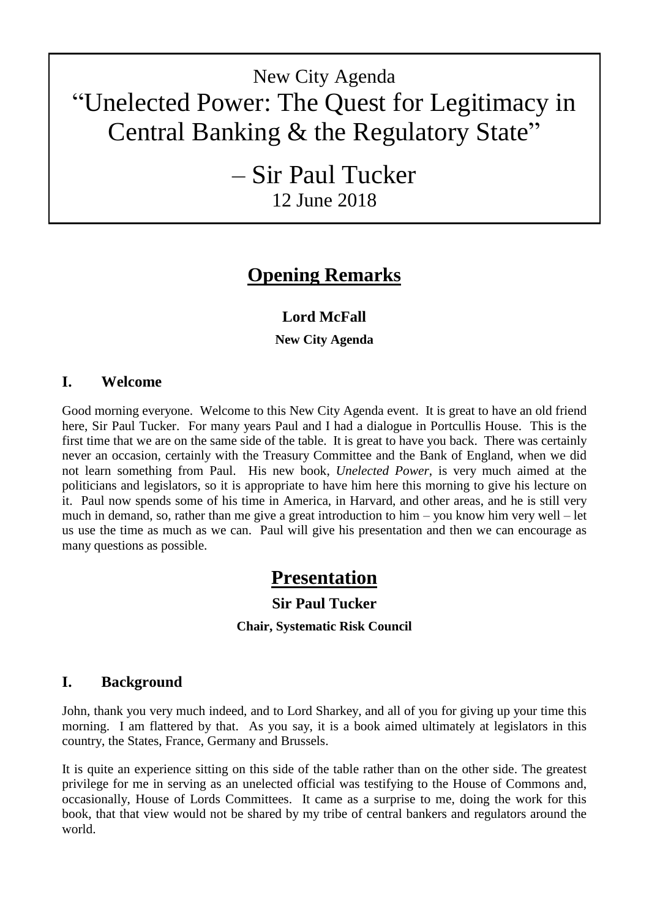New City Agenda

# "Unelected Power: The Quest for Legitimacy in Central Banking & the Regulatory State"

– Sir Paul Tucker

12 June 2018

## Opening Remarks

**Lord McFall**

**New City Agenda**

### I. Welcome

Good morning everyone. Welcome to this New City Agenda event. It is great to have an old friend here, Sir Paul Tucker. For many years Paul and I had a dialogue in Portcullis House. This is the first time that we are on the same side of the table. It is great to have you back. There was certainly never an occasion, certainly with the Treasury Committee and the Bank of England, when we did not learn something from Paul. His new book, *Unelected Power*, is very much aimed at the politicians and legislators, so it is appropriate to have him here this morning to give his lecture on it. Paul now spends some of his time in America, in Harvard, and other areas, and he is still very much in demand, so, rather than me give a great introduction to him – you know him very well – let us use the time as much as we can. Paul will give his presentation and then we can encourage as many questions as possible.

## Presentation

**Sir Paul Tucker**

**Chair, Systematic Risk Council**

### I. Background

John, thank you very much indeed, and to Lord Sharkey, and all of you for giving up your time this morning. I am flattered by that. As you say, it is a book aimed ultimately at legislators in this country, the States, France, Germany and Brussels.

It is quite an experience sitting on this side of the table rather than on the other side. The greatest privilege for me in serving as an unelected official was testifying to the House of Commons and, occasionally, House of Lords Committees. It came as a surprise to me, doing the work for this book, that that view would not be shared by my tribe of central bankers and regulators around the world.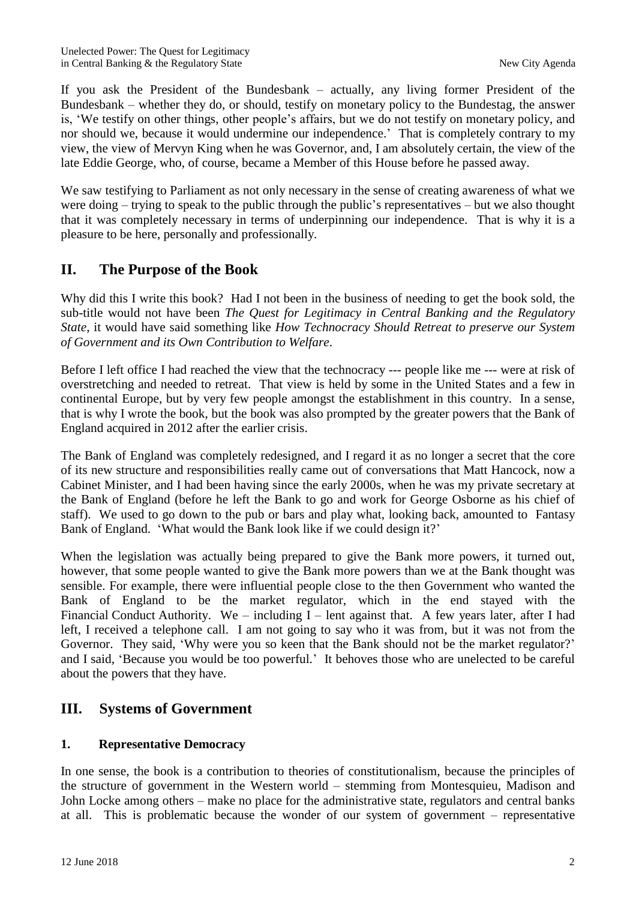If you ask the President of the Bundesbank – actually, any living former President of the Bundesbank – whether they do, or should, testify on monetary policy to the Bundestag, the answer is, 'We testify on other things, other people's affairs, but we do not testify on monetary policy, and nor should we, because it would undermine our independence.' That is completely contrary to my view, the view of Mervyn King when he was Governor, and, I am absolutely certain, the view of the late Eddie George, who, of course, became a Member of this House before he passed away.

We saw testifying to Parliament as not only necessary in the sense of creating awareness of what we were doing – trying to speak to the public through the public's representatives – but we also thought that it was completely necessary in terms of underpinning our independence. That is why it is a pleasure to be here, personally and professionally.

## II. The Purpose of the Book

Why did this I write this book? Had I not been in the business of needing to get the book sold, the sub-title would not have been *The Quest for Legitimacy in Central Banking and the Regulatory State*, it would have said something like *How Technocracy Should Retreat to preserve our System of Government and its Own Contribution to Welfare*.

Before I left office I had reached the view that the technocracy --- people like me --- were at risk of overstretching and needed to retreat. That view is held by some in the United States and a few in continental Europe, but by very few people amongst the establishment in this country. In a sense, that is why I wrote the book, but the book was also prompted by the greater powers that the Bank of England acquired in 2012 after the earlier crisis.

The Bank of England was completely redesigned, and I regard it as no longer a secret that the core of its new structure and responsibilities really came out of conversations that Matt Hancock, now a Cabinet Minister, and I had been having since the early 2000s, when he was my private secretary at the Bank of England (before he left the Bank to go and work for George Osborne as his chief of staff). We used to go down to the pub or bars and play what, looking back, amounted to Fantasy Bank of England. 'What would the Bank look like if we could design it?'

When the legislation was actually being prepared to give the Bank more powers, it turned out, however, that some people wanted to give the Bank more powers than we at the Bank thought was sensible. For example, there were influential people close to the then Government who wanted the Bank of England to be the market regulator, which in the end stayed with the Financial Conduct Authority. We – including I – lent against that. A few years later, after I had left, I received a telephone call. I am not going to say who it was from, but it was not from the Governor. They said, 'Why were you so keen that the Bank should not be the market regulator?' and I said, 'Because you would be too powerful.' It behoves those who are unelected to be careful about the powers that they have.

## III. Systems of Government

### 1. Representative Democracy

In one sense, the book is a contribution to theories of constitutionalism, because the principles of the structure of government in the Western world – stemming from Montesquieu, Madison and John Locke among others – make no place for the administrative state, regulators and central banks at all. This is problematic because the wonder of our system of government – representative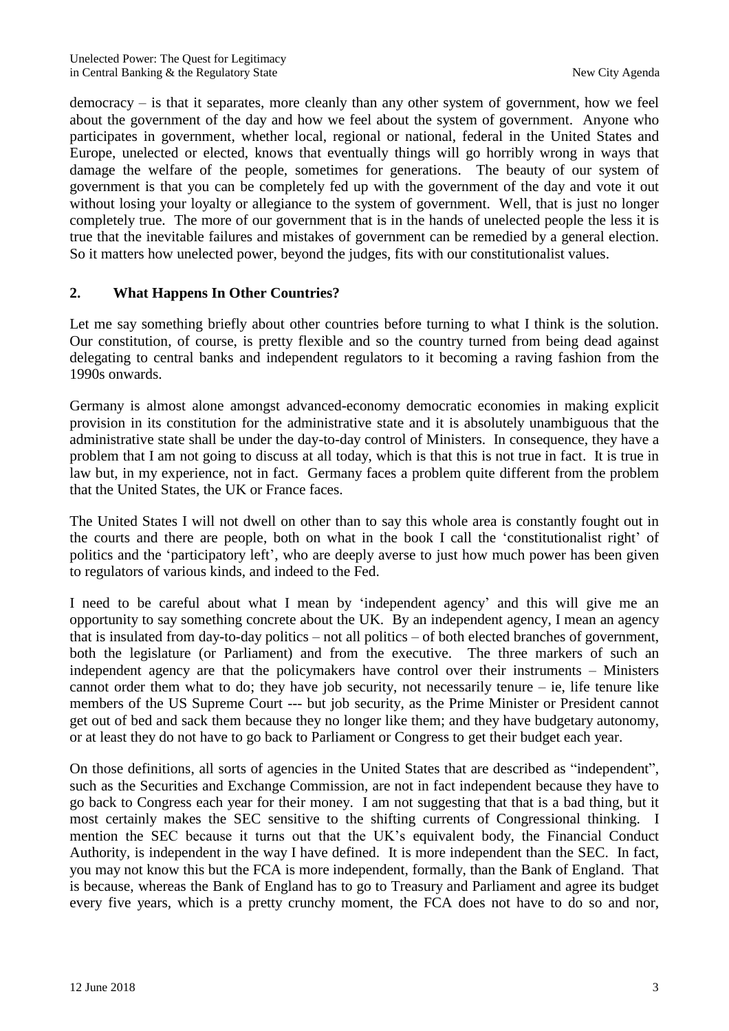democracy – is that it separates, more cleanly than any other system of government, how we feel about the government of the day and how we feel about the system of government. Anyone who participates in government, whether local, regional or national, federal in the United States and Europe, unelected or elected, knows that eventually things will go horribly wrong in ways that damage the welfare of the people, sometimes for generations. The beauty of our system of government is that you can be completely fed up with the government of the day and vote it out without losing your loyalty or allegiance to the system of government. Well, that is just no longer completely true. The more of our government that is in the hands of unelected people the less it is true that the inevitable failures and mistakes of government can be remedied by a general election. So it matters how unelected power, beyond the judges, fits with our constitutionalist values.

## 2. What Happens In Other Countries?

Let me say something briefly about other countries before turning to what I think is the solution. Our constitution, of course, is pretty flexible and so the country turned from being dead against delegating to central banks and independent regulators to it becoming a raving fashion from the 1990s onwards.

Germany is almost alone amongst advanced-economy democratic economies in making explicit provision in its constitution for the administrative state and it is absolutely unambiguous that the administrative state shall be under the day-to-day control of Ministers. In consequence, they have a problem that I am not going to discuss at all today, which is that this is not true in fact. It is true in law but, in my experience, not in fact. Germany faces a problem quite different from the problem that the United States, the UK or France faces.

The United States I will not dwell on other than to say this whole area is constantly fought out in the courts and there are people, both on what in the book I call the 'constitutionalist right' of politics and the 'participatory left', who are deeply averse to just how much power has been given to regulators of various kinds, and indeed to the Fed.

I need to be careful about what I mean by 'independent agency' and this will give me an opportunity to say something concrete about the UK. By an independent agency, I mean an agency that is insulated from day-to-day politics – not all politics – of both elected branches of government, both the legislature (or Parliament) and from the executive. The three markers of such an independent agency are that the policymakers have control over their instruments – Ministers cannot order them what to do; they have job security, not necessarily tenure – ie, life tenure like members of the US Supreme Court --- but job security, as the Prime Minister or President cannot get out of bed and sack them because they no longer like them; and they have budgetary autonomy, or at least they do not have to go back to Parliament or Congress to get their budget each year.

On those definitions, all sorts of agencies in the United States that are described as "independent", such as the Securities and Exchange Commission, are not in fact independent because they have to go back to Congress each year for their money. I am not suggesting that that is a bad thing, but it most certainly makes the SEC sensitive to the shifting currents of Congressional thinking. I mention the SEC because it turns out that the UK's equivalent body, the Financial Conduct Authority, is independent in the way I have defined. It is more independent than the SEC. In fact, you may not know this but the FCA is more independent, formally, than the Bank of England. That is because, whereas the Bank of England has to go to Treasury and Parliament and agree its budget every five years, which is a pretty crunchy moment, the FCA does not have to do so and nor,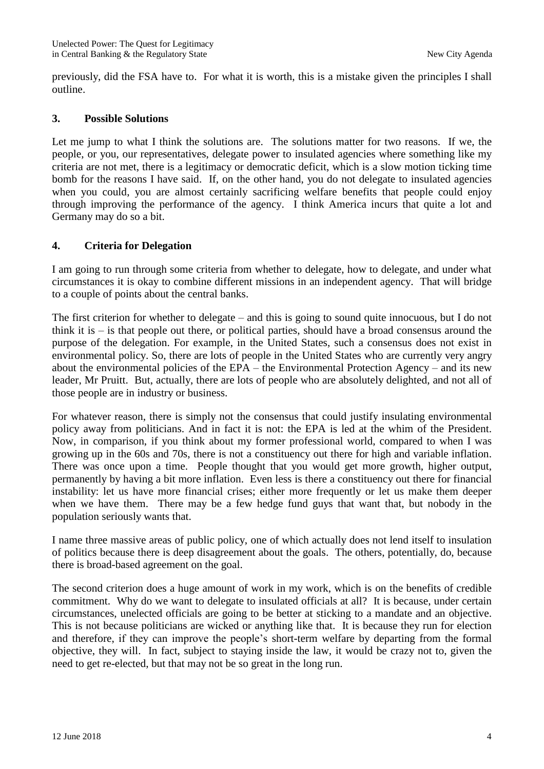previously, did the FSA have to. For what it is worth, this is a mistake given the principles I shall outline.

## 3. Possible Solutions

Let me jump to what I think the solutions are. The solutions matter for two reasons. If we, the people, or you, our representatives, delegate power to insulated agencies where something like my criteria are not met, there is a legitimacy or democratic deficit, which is a slow motion ticking time bomb for the reasons I have said. If, on the other hand, you do not delegate to insulated agencies when you could, you are almost certainly sacrificing welfare benefits that people could enjoy through improving the performance of the agency. I think America incurs that quite a lot and Germany may do so a bit.

## 4. Criteria for Delegation

I am going to run through some criteria from whether to delegate, how to delegate, and under what circumstances it is okay to combine different missions in an independent agency. That will bridge to a couple of points about the central banks.

The first criterion for whether to delegate – and this is going to sound quite innocuous, but I do not think it is – is that people out there, or political parties, should have a broad consensus around the purpose of the delegation. For example, in the United States, such a consensus does not exist in environmental policy. So, there are lots of people in the United States who are currently very angry about the environmental policies of the EPA – the Environmental Protection Agency – and its new leader, Mr Pruitt. But, actually, there are lots of people who are absolutely delighted, and not all of those people are in industry or business.

For whatever reason, there is simply not the consensus that could justify insulating environmental policy away from politicians. And in fact it is not: the EPA is led at the whim of the President. Now, in comparison, if you think about my former professional world, compared to when I was growing up in the 60s and 70s, there is not a constituency out there for high and variable inflation. There was once upon a time. People thought that you would get more growth, higher output, permanently by having a bit more inflation. Even less is there a constituency out there for financial instability: let us have more financial crises; either more frequently or let us make them deeper when we have them. There may be a few hedge fund guys that want that, but nobody in the population seriously wants that.

I name three massive areas of public policy, one of which actually does not lend itself to insulation of politics because there is deep disagreement about the goals. The others, potentially, do, because there is broad-based agreement on the goal.

The second criterion does a huge amount of work in my work, which is on the benefits of credible commitment. Why do we want to delegate to insulated officials at all? It is because, under certain circumstances, unelected officials are going to be better at sticking to a mandate and an objective. This is not because politicians are wicked or anything like that. It is because they run for election and therefore, if they can improve the people's short-term welfare by departing from the formal objective, they will. In fact, subject to staying inside the law, it would be crazy not to, given the need to get re-elected, but that may not be so great in the long run.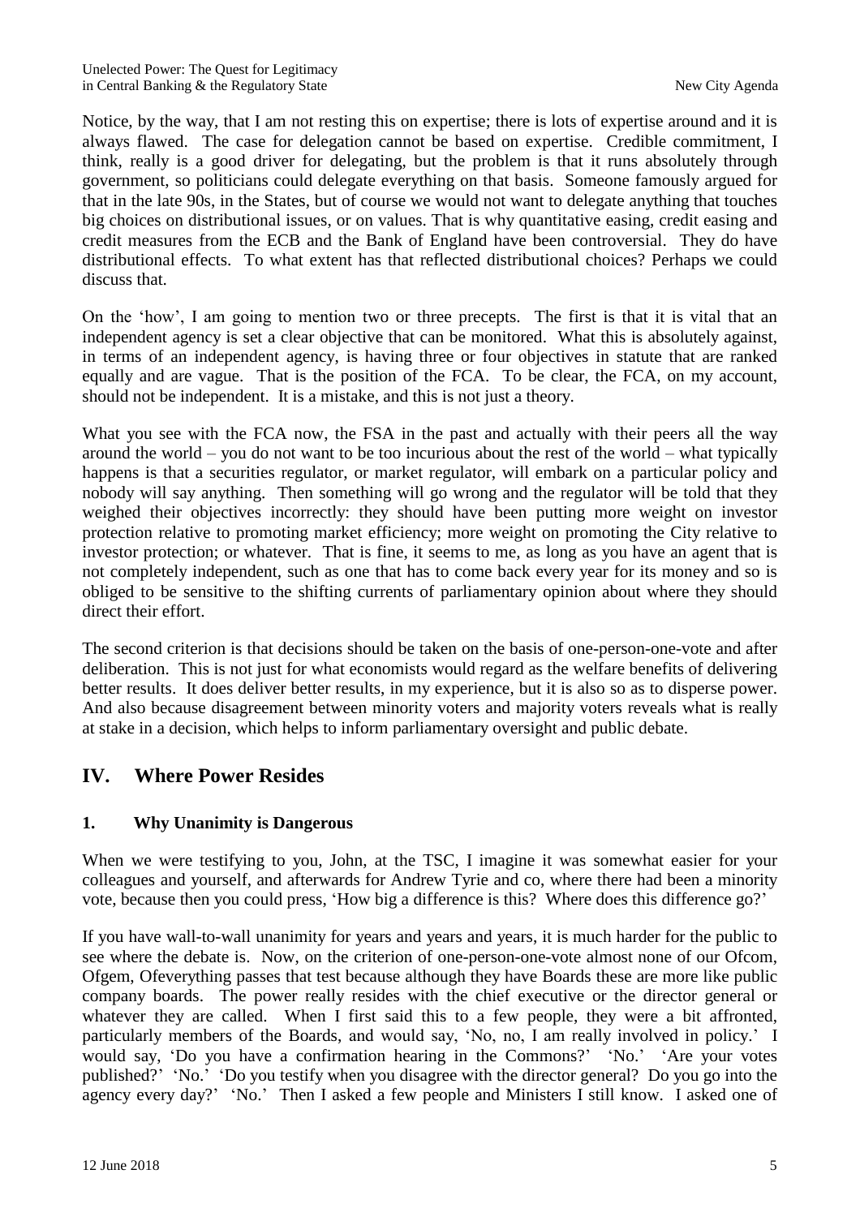Notice, by the way, that I am not resting this on expertise; there is lots of expertise around and it is always flawed. The case for delegation cannot be based on expertise. Credible commitment, I think, really is a good driver for delegating, but the problem is that it runs absolutely through government, so politicians could delegate everything on that basis. Someone famously argued for that in the late 90s, in the States, but of course we would not want to delegate anything that touches big choices on distributional issues, or on values. That is why quantitative easing, credit easing and credit measures from the ECB and the Bank of England have been controversial. They do have distributional effects. To what extent has that reflected distributional choices? Perhaps we could discuss that.

On the 'how', I am going to mention two or three precepts. The first is that it is vital that an independent agency is set a clear objective that can be monitored. What this is absolutely against, in terms of an independent agency, is having three or four objectives in statute that are ranked equally and are vague. That is the position of the FCA. To be clear, the FCA, on my account, should not be independent. It is a mistake, and this is not just a theory.

What you see with the FCA now, the FSA in the past and actually with their peers all the way around the world – you do not want to be too incurious about the rest of the world – what typically happens is that a securities regulator, or market regulator, will embark on a particular policy and nobody will say anything. Then something will go wrong and the regulator will be told that they weighed their objectives incorrectly: they should have been putting more weight on investor protection relative to promoting market efficiency; more weight on promoting the City relative to investor protection; or whatever. That is fine, it seems to me, as long as you have an agent that is not completely independent, such as one that has to come back every year for its money and so is obliged to be sensitive to the shifting currents of parliamentary opinion about where they should direct their effort.

The second criterion is that decisions should be taken on the basis of one-person-one-vote and after deliberation. This is not just for what economists would regard as the welfare benefits of delivering better results. It does deliver better results, in my experience, but it is also so as to disperse power. And also because disagreement between minority voters and majority voters reveals what is really at stake in a decision, which helps to inform parliamentary oversight and public debate.

## IV. Where Power Resides

### 1. Why Unanimity is Dangerous

When we were testifying to you, John, at the TSC, I imagine it was somewhat easier for your colleagues and yourself, and afterwards for Andrew Tyrie and co, where there had been a minority vote, because then you could press, 'How big a difference is this? Where does this difference go?'

If you have wall-to-wall unanimity for years and years and years, it is much harder for the public to see where the debate is. Now, on the criterion of one-person-one-vote almost none of our Ofcom, Ofgem, Ofeverything passes that test because although they have Boards these are more like public company boards. The power really resides with the chief executive or the director general or whatever they are called. When I first said this to a few people, they were a bit affronted, particularly members of the Boards, and would say, 'No, no, I am really involved in policy.' I would say, 'Do you have a confirmation hearing in the Commons?' 'No.' 'Are your votes published?' 'No.' 'Do you testify when you disagree with the director general? Do you go into the agency every day?' 'No.' Then I asked a few people and Ministers I still know. I asked one of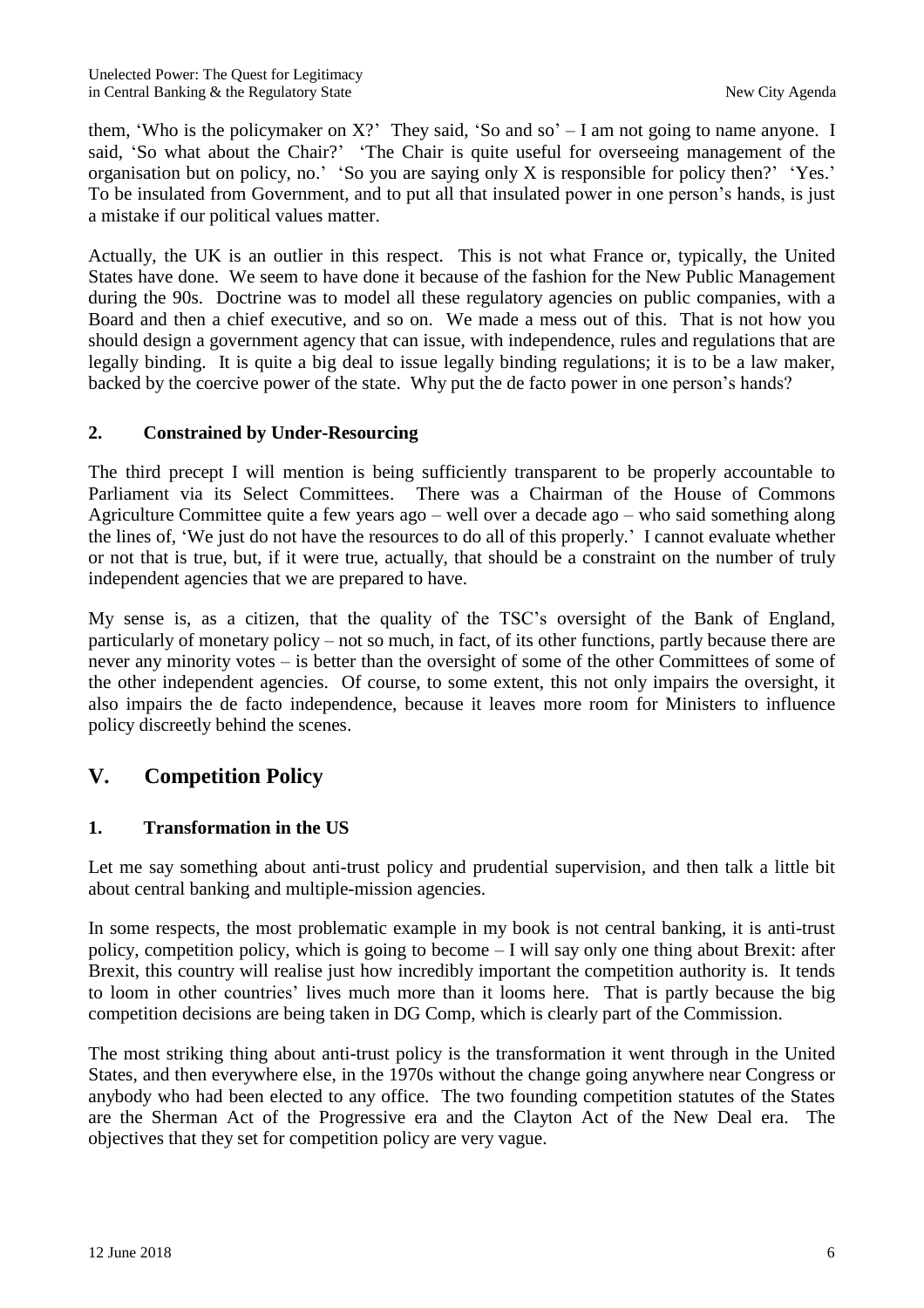them, 'Who is the policymaker on X?' They said, 'So and so' – I am not going to name anyone. I said, 'So what about the Chair?' 'The Chair is quite useful for overseeing management of the organisation but on policy, no.' 'So you are saying only X is responsible for policy then?' 'Yes.' To be insulated from Government, and to put all that insulated power in one person's hands, is just a mistake if our political values matter.

Actually, the UK is an outlier in this respect. This is not what France or, typically, the United States have done. We seem to have done it because of the fashion for the New Public Management during the 90s. Doctrine was to model all these regulatory agencies on public companies, with a Board and then a chief executive, and so on. We made a mess out of this. That is not how you should design a government agency that can issue, with independence, rules and regulations that are legally binding. It is quite a big deal to issue legally binding regulations; it is to be a law maker, backed by the coercive power of the state. Why put the de facto power in one person's hands?

### 2. Constrained by Under-Resourcing

The third precept I will mention is being sufficiently transparent to be properly accountable to Parliament via its Select Committees. There was a Chairman of the House of Commons Agriculture Committee quite a few years ago – well over a decade ago – who said something along the lines of, 'We just do not have the resources to do all of this properly.' I cannot evaluate whether or not that is true, but, if it were true, actually, that should be a constraint on the number of truly independent agencies that we are prepared to have.

My sense is, as a citizen, that the quality of the TSC's oversight of the Bank of England, particularly of monetary policy – not so much, in fact, of its other functions, partly because there are never any minority votes – is better than the oversight of some of the other Committees of some of the other independent agencies. Of course, to some extent, this not only impairs the oversight, it also impairs the de facto independence, because it leaves more room for Ministers to influence policy discreetly behind the scenes.

## V. Competition Policy

### 1. Transformation in the US

Let me say something about anti-trust policy and prudential supervision, and then talk a little bit about central banking and multiple-mission agencies.

In some respects, the most problematic example in my book is not central banking, it is anti-trust policy, competition policy, which is going to become – I will say only one thing about Brexit: after Brexit, this country will realise just how incredibly important the competition authority is. It tends to loom in other countries' lives much more than it looms here. That is partly because the big competition decisions are being taken in DG Comp, which is clearly part of the Commission.

The most striking thing about anti-trust policy is the transformation it went through in the United States, and then everywhere else, in the 1970s without the change going anywhere near Congress or anybody who had been elected to any office. The two founding competition statutes of the States are the Sherman Act of the Progressive era and the Clayton Act of the New Deal era. The objectives that they set for competition policy are very vague.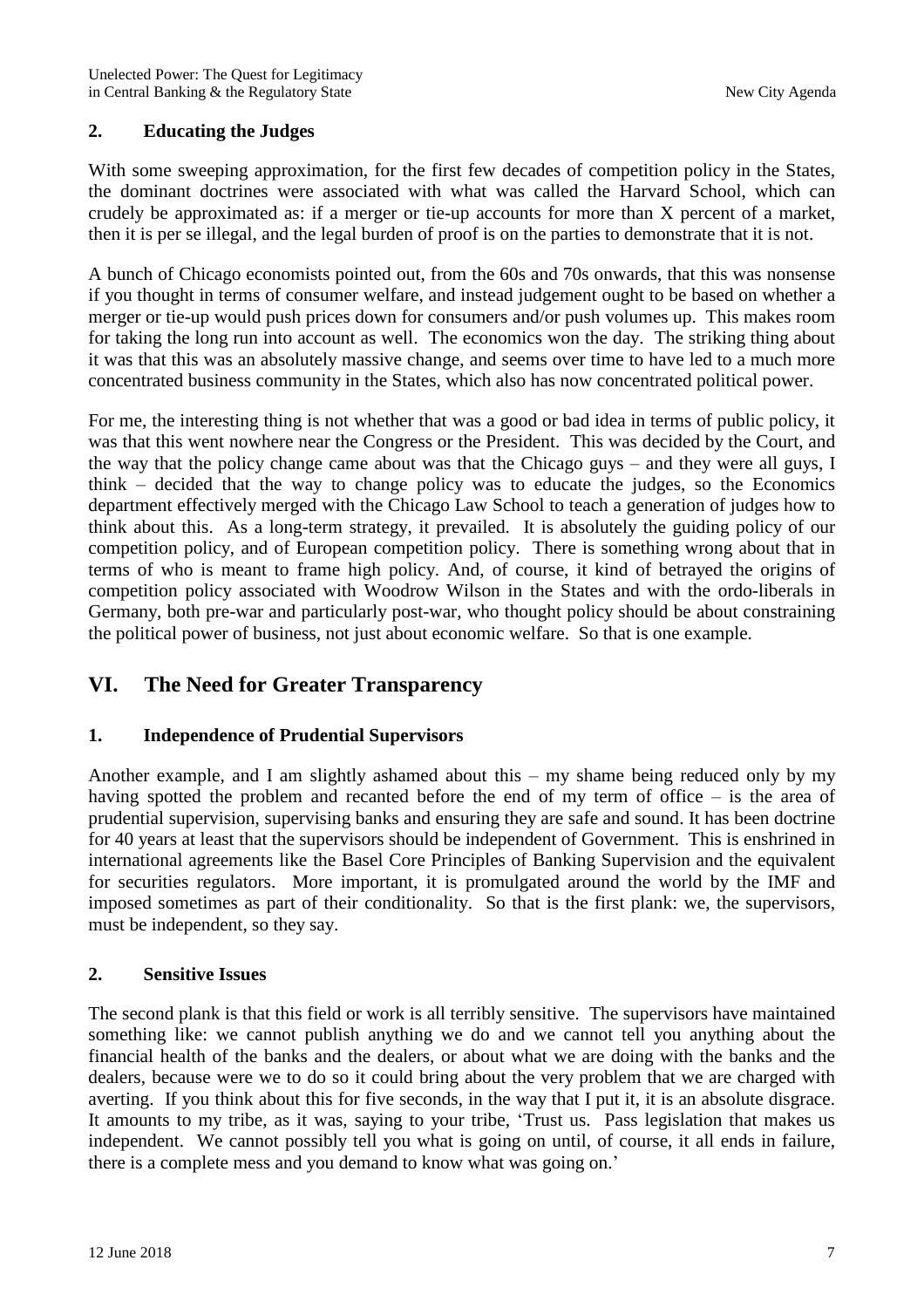### 2. Educating the Judges

With some sweeping approximation, for the first few decades of competition policy in the States, the dominant doctrines were associated with what was called the Harvard School, which can crudely be approximated as: if a merger or tie-up accounts for more than X percent of a market, then it is per se illegal, and the legal burden of proof is on the parties to demonstrate that it is not.

A bunch of Chicago economists pointed out, from the 60s and 70s onwards, that this was nonsense if you thought in terms of consumer welfare, and instead judgement ought to be based on whether a merger or tie-up would push prices down for consumers and/or push volumes up. This makes room for taking the long run into account as well. The economics won the day. The striking thing about it was that this was an absolutely massive change, and seems over time to have led to a much more concentrated business community in the States, which also has now concentrated political power.

For me, the interesting thing is not whether that was a good or bad idea in terms of public policy, it was that this went nowhere near the Congress or the President. This was decided by the Court, and the way that the policy change came about was that the Chicago guys – and they were all guys, I think – decided that the way to change policy was to educate the judges, so the Economics department effectively merged with the Chicago Law School to teach a generation of judges how to think about this. As a long-term strategy, it prevailed. It is absolutely the guiding policy of our competition policy, and of European competition policy. There is something wrong about that in terms of who is meant to frame high policy. And, of course, it kind of betrayed the origins of competition policy associated with Woodrow Wilson in the States and with the ordo-liberals in Germany, both pre-war and particularly post-war, who thought policy should be about constraining the political power of business, not just about economic welfare. So that is one example.

## VI. The Need for Greater Transparency

### 1. Independence of Prudential Supervisors

Another example, and I am slightly ashamed about this – my shame being reduced only by my having spotted the problem and recanted before the end of my term of office – is the area of prudential supervision, supervising banks and ensuring they are safe and sound. It has been doctrine for 40 years at least that the supervisors should be independent of Government. This is enshrined in international agreements like the Basel Core Principles of Banking Supervision and the equivalent for securities regulators. More important, it is promulgated around the world by the IMF and imposed sometimes as part of their conditionality. So that is the first plank: we, the supervisors, must be independent, so they say.

### 2. Sensitive Issues

The second plank is that this field or work is all terribly sensitive. The supervisors have maintained something like: we cannot publish anything we do and we cannot tell you anything about the financial health of the banks and the dealers, or about what we are doing with the banks and the dealers, because were we to do so it could bring about the very problem that we are charged with averting. If you think about this for five seconds, in the way that I put it, it is an absolute disgrace. It amounts to my tribe, as it was, saying to your tribe, 'Trust us. Pass legislation that makes us independent. We cannot possibly tell you what is going on until, of course, it all ends in failure, there is a complete mess and you demand to know what was going on.'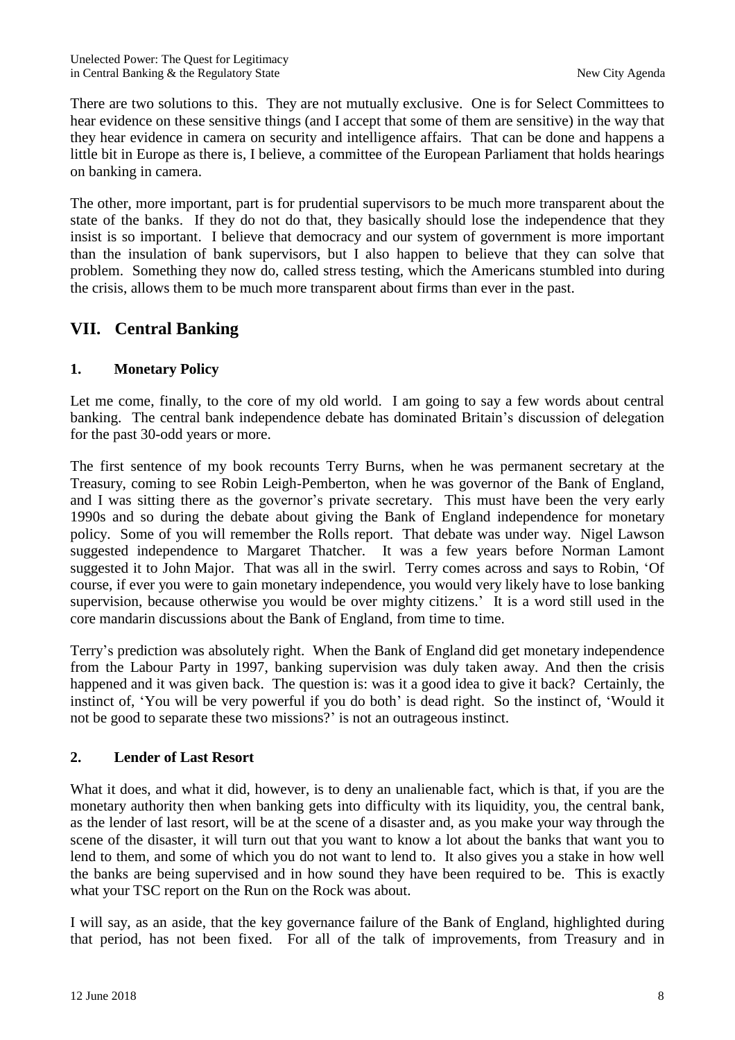There are two solutions to this. They are not mutually exclusive. One is for Select Committees to hear evidence on these sensitive things (and I accept that some of them are sensitive) in the way that they hear evidence in camera on security and intelligence affairs. That can be done and happens a little bit in Europe as there is, I believe, a committee of the European Parliament that holds hearings on banking in camera.

The other, more important, part is for prudential supervisors to be much more transparent about the state of the banks. If they do not do that, they basically should lose the independence that they insist is so important. I believe that democracy and our system of government is more important than the insulation of bank supervisors, but I also happen to believe that they can solve that problem. Something they now do, called stress testing, which the Americans stumbled into during the crisis, allows them to be much more transparent about firms than ever in the past.

## VII. Central Banking

### 1. Monetary Policy

Let me come, finally, to the core of my old world. I am going to say a few words about central banking. The central bank independence debate has dominated Britain's discussion of delegation for the past 30-odd years or more.

The first sentence of my book recounts Terry Burns, when he was permanent secretary at the Treasury, coming to see Robin Leigh-Pemberton, when he was governor of the Bank of England, and I was sitting there as the governor's private secretary. This must have been the very early 1990s and so during the debate about giving the Bank of England independence for monetary policy. Some of you will remember the Rolls report. That debate was under way. Nigel Lawson suggested independence to Margaret Thatcher. It was a few years before Norman Lamont suggested it to John Major. That was all in the swirl. Terry comes across and says to Robin, 'Of course, if ever you were to gain monetary independence, you would very likely have to lose banking supervision, because otherwise you would be over mighty citizens.' It is a word still used in the core mandarin discussions about the Bank of England, from time to time.

Terry's prediction was absolutely right. When the Bank of England did get monetary independence from the Labour Party in 1997, banking supervision was duly taken away. And then the crisis happened and it was given back. The question is: was it a good idea to give it back? Certainly, the instinct of, 'You will be very powerful if you do both' is dead right. So the instinct of, 'Would it not be good to separate these two missions?' is not an outrageous instinct.

### 2. Lender of Last Resort

What it does, and what it did, however, is to deny an unalienable fact, which is that, if you are the monetary authority then when banking gets into difficulty with its liquidity, you, the central bank, as the lender of last resort, will be at the scene of a disaster and, as you make your way through the scene of the disaster, it will turn out that you want to know a lot about the banks that want you to lend to them, and some of which you do not want to lend to. It also gives you a stake in how well the banks are being supervised and in how sound they have been required to be. This is exactly what your TSC report on the Run on the Rock was about.

I will say, as an aside, that the key governance failure of the Bank of England, highlighted during that period, has not been fixed. For all of the talk of improvements, from Treasury and in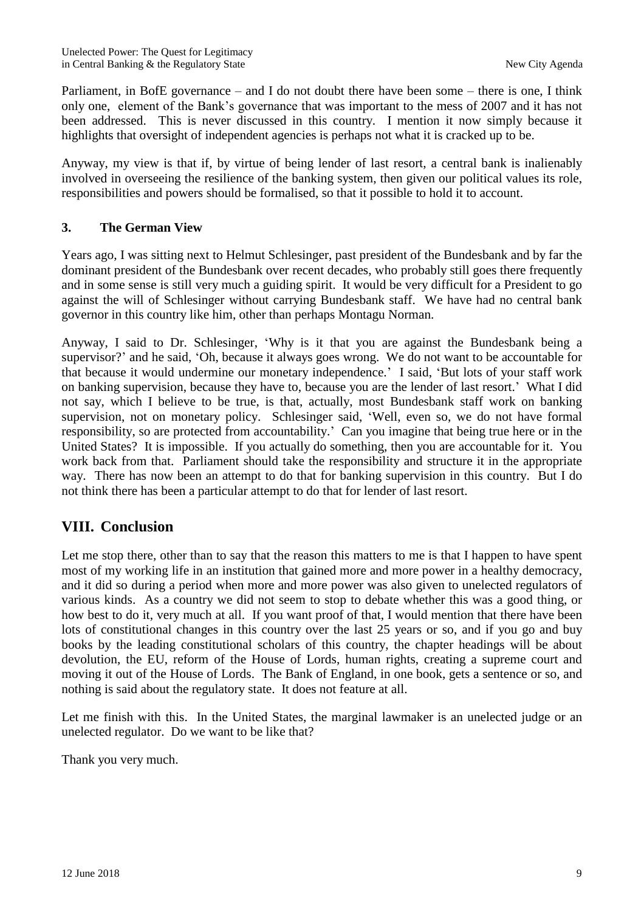Parliament, in BofE governance – and I do not doubt there have been some – there is one, I think only one, element of the Bank's governance that was important to the mess of 2007 and it has not been addressed. This is never discussed in this country. I mention it now simply because it highlights that oversight of independent agencies is perhaps not what it is cracked up to be.

Anyway, my view is that if, by virtue of being lender of last resort, a central bank is inalienably involved in overseeing the resilience of the banking system, then given our political values its role, responsibilities and powers should be formalised, so that it possible to hold it to account.

### 3. The German View

Years ago, I was sitting next to Helmut Schlesinger, past president of the Bundesbank and by far the dominant president of the Bundesbank over recent decades, who probably still goes there frequently and in some sense is still very much a guiding spirit. It would be very difficult for a President to go against the will of Schlesinger without carrying Bundesbank staff. We have had no central bank governor in this country like him, other than perhaps Montagu Norman.

Anyway, I said to Dr. Schlesinger, 'Why is it that you are against the Bundesbank being a supervisor?' and he said, 'Oh, because it always goes wrong. We do not want to be accountable for that because it would undermine our monetary independence.' I said, 'But lots of your staff work on banking supervision, because they have to, because you are the lender of last resort.' What I did not say, which I believe to be true, is that, actually, most Bundesbank staff work on banking supervision, not on monetary policy. Schlesinger said, 'Well, even so, we do not have formal responsibility, so are protected from accountability.' Can you imagine that being true here or in the United States? It is impossible. If you actually do something, then you are accountable for it. You work back from that. Parliament should take the responsibility and structure it in the appropriate way. There has now been an attempt to do that for banking supervision in this country. But I do not think there has been a particular attempt to do that for lender of last resort.

## VIII. Conclusion

Let me stop there, other than to say that the reason this matters to me is that I happen to have spent most of my working life in an institution that gained more and more power in a healthy democracy, and it did so during a period when more and more power was also given to unelected regulators of various kinds. As a country we did not seem to stop to debate whether this was a good thing, or how best to do it, very much at all. If you want proof of that, I would mention that there have been lots of constitutional changes in this country over the last 25 years or so, and if you go and buy books by the leading constitutional scholars of this country, the chapter headings will be about devolution, the EU, reform of the House of Lords, human rights, creating a supreme court and moving it out of the House of Lords. The Bank of England, in one book, gets a sentence or so, and nothing is said about the regulatory state. It does not feature at all.

Let me finish with this. In the United States, the marginal lawmaker is an unelected judge or an unelected regulator. Do we want to be like that?

Thank you very much.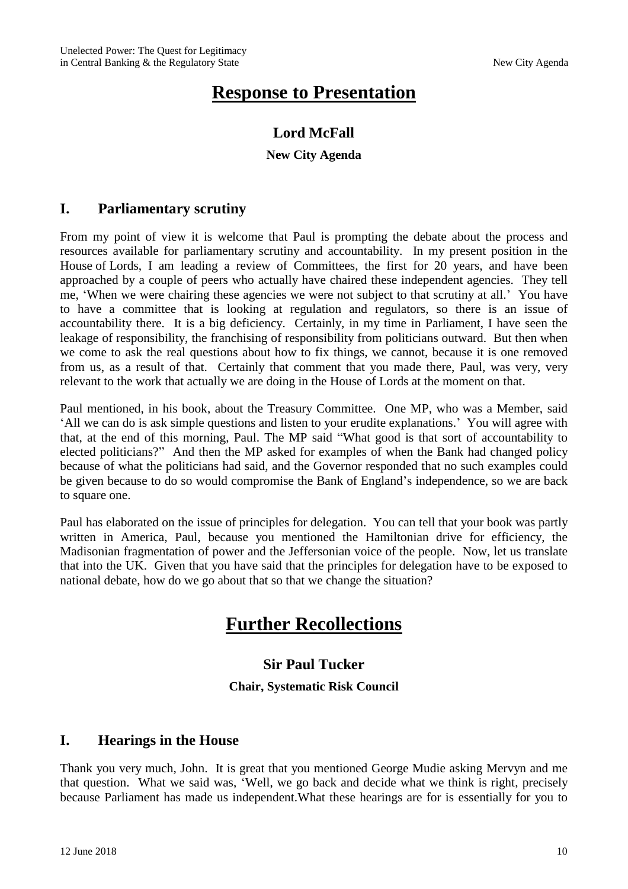# Response to Presentation

## Lord McFall

### New City Agenda

## I. Parliamentary scrutiny

From my point of view it is welcome that Paul is prompting the debate about the process and resources available for parliamentary scrutiny and accountability. In my present position in the House of Lords, I am leading a review of Committees, the first for 20 years, and have been approached by a couple of peers who actually have chaired these independent agencies. They tell me, 'When we were chairing these agencies we were not subject to that scrutiny at all.' You have to have a committee that is looking at regulation and regulators, so there is an issue of accountability there. It is a big deficiency. Certainly, in my time in Parliament, I have seen the leakage of responsibility, the franchising of responsibility from politicians outward. But then when we come to ask the real questions about how to fix things, we cannot, because it is one removed from us, as a result of that. Certainly that comment that you made there, Paul, was very, very relevant to the work that actually we are doing in the House of Lords at the moment on that.

Paul mentioned, in his book, about the Treasury Committee. One MP, who was a Member, said 'All we can do is ask simple questions and listen to your erudite explanations.' You will agree with that, at the end of this morning, Paul. The MP said "What good is that sort of accountability to elected politicians?" And then the MP asked for examples of when the Bank had changed policy because of what the politicians had said, and the Governor responded that no such examples could be given because to do so would compromise the Bank of England's independence, so we are back to square one.

Paul has elaborated on the issue of principles for delegation. You can tell that your book was partly written in America, Paul, because you mentioned the Hamiltonian drive for efficiency, the Madisonian fragmentation of power and the Jeffersonian voice of the people. Now, let us translate that into the UK. Given that you have said that the principles for delegation have to be exposed to national debate, how do we go about that so that we change the situation?

# Further Recollections

## Sir Paul Tucker

### Chair, Systematic Risk Council

## I. Hearings in the House

Thank you very much, John. It is great that you mentioned George Mudie asking Mervyn and me that question. What we said was, 'Well, we go back and decide what we think is right, precisely because Parliament has made us independent.What these hearings are for is essentially for you to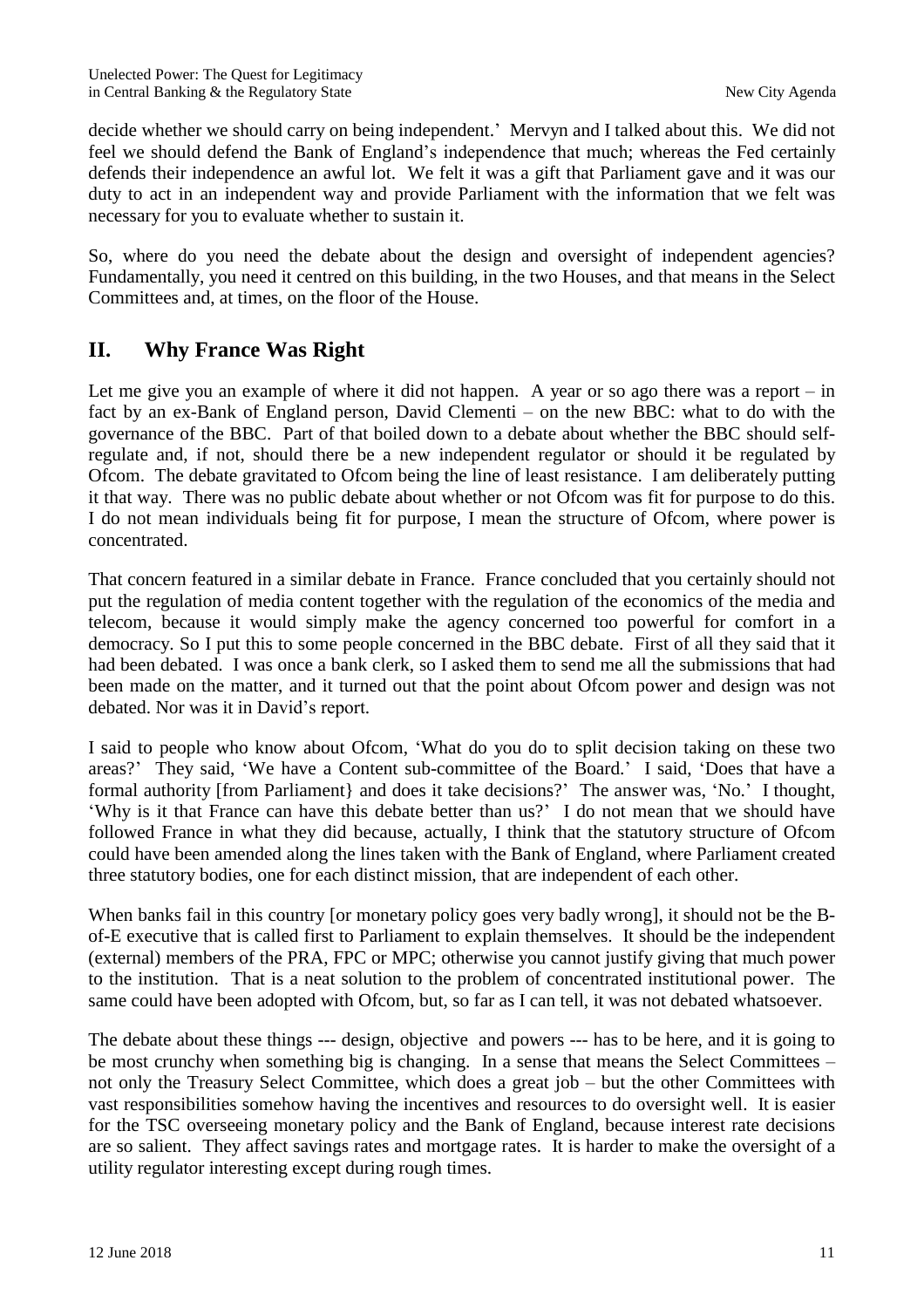decide whether we should carry on being independent.' Mervyn and I talked about this. We did not feel we should defend the Bank of England's independence that much; whereas the Fed certainly defends their independence an awful lot. We felt it was a gift that Parliament gave and it was our duty to act in an independent way and provide Parliament with the information that we felt was necessary for you to evaluate whether to sustain it.

So, where do you need the debate about the design and oversight of independent agencies? Fundamentally, you need it centred on this building, in the two Houses, and that means in the Select Committees and, at times, on the floor of the House.

## II. Why France Was Right

Let me give you an example of where it did not happen. A year or so ago there was a report – in fact by an ex-Bank of England person, David Clementi – on the new BBC: what to do with the governance of the BBC. Part of that boiled down to a debate about whether the BBC should self-regulate and, if not, should there be a new independent regulator or should it be regulated by Ofcom. The debate gravitated to Ofcom being the line of least resistance. I am deliberately putting it that way. There was no public debate about whether or not Ofcom was fit for purpose to do this. I do not mean individuals being fit for purpose, I mean the structure of Ofcom, where power is concentrated.

That concern featured in a similar debate in France. France concluded that you certainly should not put the regulation of media content together with the regulation of the economics of the media and telecom, because it would simply make the agency concerned too powerful for comfort in a democracy. So I put this to some people concerned in the BBC debate. First of all they said that it had been debated. I was once a bank clerk, so I asked them to send me all the submissions that had been made on the matter, and it turned out that the point about Ofcom power and design was not debated. Nor was it in David's report.

I said to people who know about Ofcom, 'What do you do to split decision taking on these two areas?' They said, 'We have a Content sub-committee of the Board.' I said, 'Does that have a formal authority [from Parliament} and does it take decisions?' The answer was, 'No.' I thought, 'Why is it that France can have this debate better than us?' I do not mean that we should have followed France in what they did because, actually, I think that the statutory structure of Ofcom could have been amended along the lines taken with the Bank of England, where Parliament created three statutory bodies, one for each distinct mission, that are independent of each other.

When banks fail in this country [or monetary policy goes very badly wrong], it should not be the B-of-E executive that is called first to Parliament to explain themselves. It should be the independent (external) members of the PRA, FPC or MPC; otherwise you cannot justify giving that much power to the institution. That is a neat solution to the problem of concentrated institutional power. The same could have been adopted with Ofcom, but, so far as I can tell, it was not debated whatsoever.

The debate about these things --- design, objective and powers --- has to be here, and it is going to be most crunchy when something big is changing. In a sense that means the Select Committees – not only the Treasury Select Committee, which does a great job – but the other Committees with vast responsibilities somehow having the incentives and resources to do oversight well. It is easier for the TSC overseeing monetary policy and the Bank of England, because interest rate decisions are so salient. They affect savings rates and mortgage rates. It is harder to make the oversight of a utility regulator interesting except during rough times.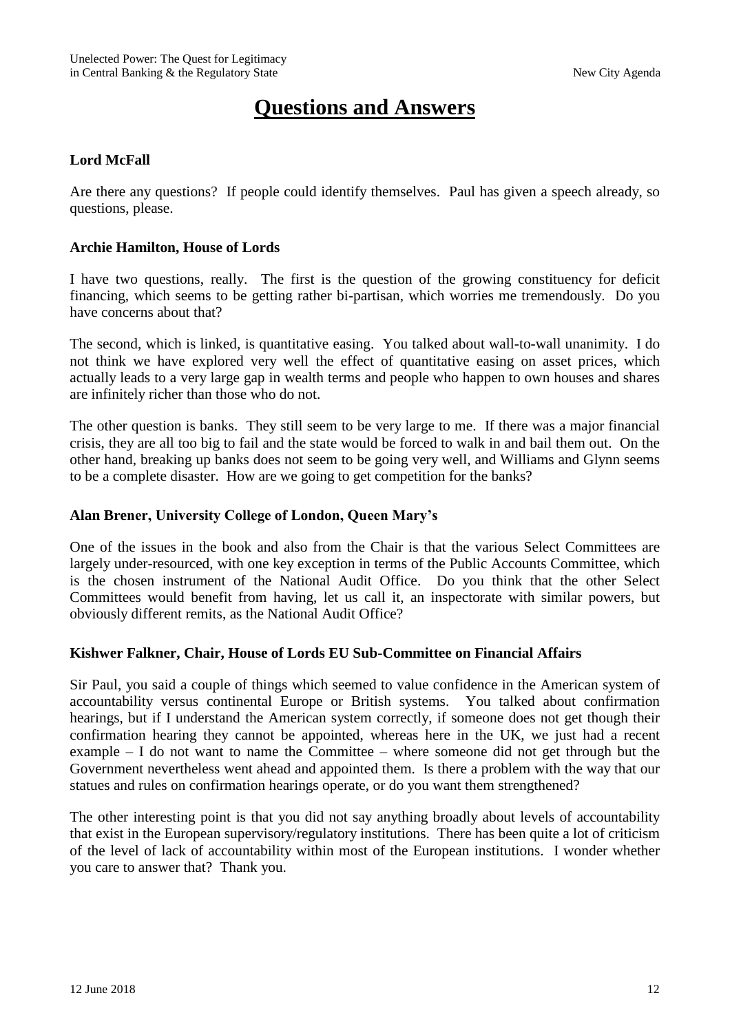# Questions and Answers

**Lord McFall**

Are there any questions? If people could identify themselves. Paul has given a speech already, so questions, please.

**Archie Hamilton, House of Lords**

I have two questions, really. The first is the question of the growing constituency for deficit financing, which seems to be getting rather bi-partisan, which worries me tremendously. Do you have concerns about that?

The second, which is linked, is quantitative easing. You talked about wall-to-wall unanimity. I do not think we have explored very well the effect of quantitative easing on asset prices, which actually leads to a very large gap in wealth terms and people who happen to own houses and shares are infinitely richer than those who do not.

The other question is banks. They still seem to be very large to me. If there was a major financial crisis, they are all too big to fail and the state would be forced to walk in and bail them out. On the other hand, breaking up banks does not seem to be going very well, and Williams and Glynn seems to be a complete disaster. How are we going to get competition for the banks?

**Alan Brener, University College of London, Queen Mary's**

One of the issues in the book and also from the Chair is that the various Select Committees are largely under-resourced, with one key exception in terms of the Public Accounts Committee, which is the chosen instrument of the National Audit Office. Do you think that the other Select Committees would benefit from having, let us call it, an inspectorate with similar powers, but obviously different remits, as the National Audit Office?

**Kishwer Falkner, Chair, House of Lords EU Sub-Committee on Financial Affairs**

Sir Paul, you said a couple of things which seemed to value confidence in the American system of accountability versus continental Europe or British systems. You talked about confirmation hearings, but if I understand the American system correctly, if someone does not get though their confirmation hearing they cannot be appointed, whereas here in the UK, we just had a recent example – I do not want to name the Committee – where someone did not get through but the Government nevertheless went ahead and appointed them. Is there a problem with the way that our statues and rules on confirmation hearings operate, or do you want them strengthened?

The other interesting point is that you did not say anything broadly about levels of accountability that exist in the European supervisory/regulatory institutions. There has been quite a lot of criticism of the level of lack of accountability within most of the European institutions. I wonder whether you care to answer that? Thank you.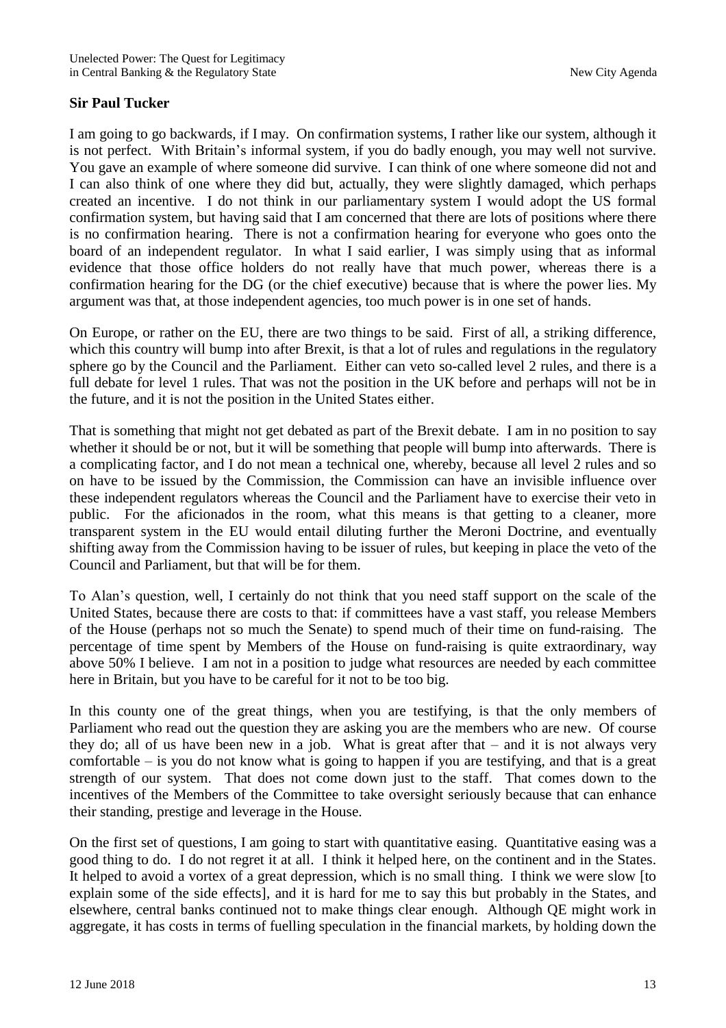**Sir Paul Tucker**

I am going to go backwards, if I may. On confirmation systems, I rather like our system, although it is not perfect. With Britain's informal system, if you do badly enough, you may well not survive. You gave an example of where someone did survive. I can think of one where someone did not and I can also think of one where they did but, actually, they were slightly damaged, which perhaps created an incentive. I do not think in our parliamentary system I would adopt the US formal confirmation system, but having said that I am concerned that there are lots of positions where there is no confirmation hearing. There is not a confirmation hearing for everyone who goes onto the board of an independent regulator. In what I said earlier, I was simply using that as informal evidence that those office holders do not really have that much power, whereas there is a confirmation hearing for the DG (or the chief executive) because that is where the power lies. My argument was that, at those independent agencies, too much power is in one set of hands.

On Europe, or rather on the EU, there are two things to be said. First of all, a striking difference, which this country will bump into after Brexit, is that a lot of rules and regulations in the regulatory sphere go by the Council and the Parliament. Either can veto so-called level 2 rules, and there is a full debate for level 1 rules. That was not the position in the UK before and perhaps will not be in the future, and it is not the position in the United States either.

That is something that might not get debated as part of the Brexit debate. I am in no position to say whether it should be or not, but it will be something that people will bump into afterwards. There is a complicating factor, and I do not mean a technical one, whereby, because all level 2 rules and so on have to be issued by the Commission, the Commission can have an invisible influence over these independent regulators whereas the Council and the Parliament have to exercise their veto in public. For the aficionados in the room, what this means is that getting to a cleaner, more transparent system in the EU would entail diluting further the Meroni Doctrine, and eventually shifting away from the Commission having to be issuer of rules, but keeping in place the veto of the Council and Parliament, but that will be for them.

To Alan's question, well, I certainly do not think that you need staff support on the scale of the United States, because there are costs to that: if committees have a vast staff, you release Members of the House (perhaps not so much the Senate) to spend much of their time on fund-raising. The percentage of time spent by Members of the House on fund-raising is quite extraordinary, way above 50% I believe. I am not in a position to judge what resources are needed by each committee here in Britain, but you have to be careful for it not to be too big.

In this county one of the great things, when you are testifying, is that the only members of Parliament who read out the question they are asking you are the members who are new. Of course they do; all of us have been new in a job. What is great after that – and it is not always very comfortable – is you do not know what is going to happen if you are testifying, and that is a great strength of our system. That does not come down just to the staff. That comes down to the incentives of the Members of the Committee to take oversight seriously because that can enhance their standing, prestige and leverage in the House.

On the first set of questions, I am going to start with quantitative easing. Quantitative easing was a good thing to do. I do not regret it at all. I think it helped here, on the continent and in the States. It helped to avoid a vortex of a great depression, which is no small thing. I think we were slow [to explain some of the side effects], and it is hard for me to say this but probably in the States, and elsewhere, central banks continued not to make things clear enough. Although QE might work in aggregate, it has costs in terms of fuelling speculation in the financial markets, by holding down the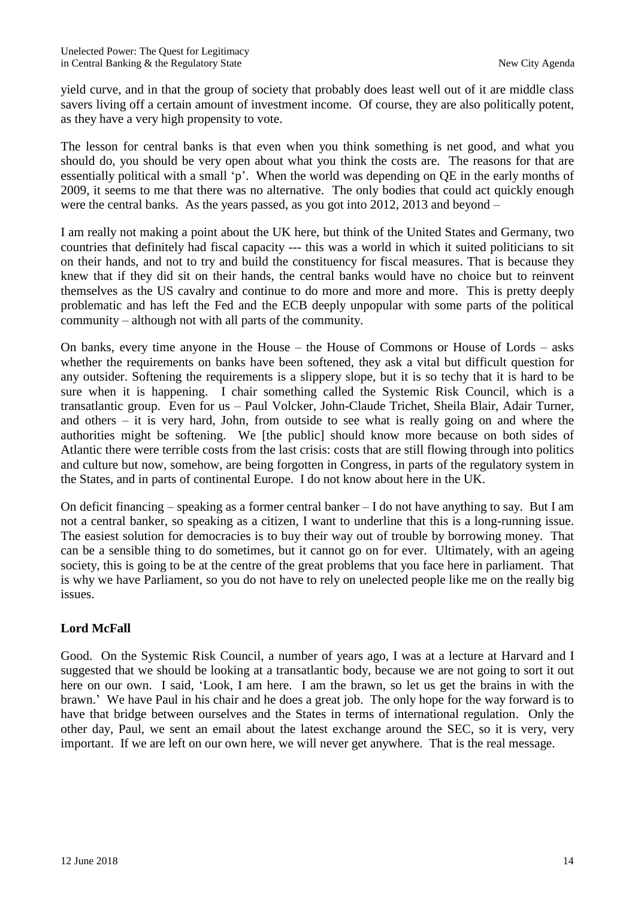yield curve, and in that the group of society that probably does least well out of it are middle class savers living off a certain amount of investment income. Of course, they are also politically potent, as they have a very high propensity to vote.

The lesson for central banks is that even when you think something is net good, and what you should do, you should be very open about what you think the costs are. The reasons for that are essentially political with a small 'p'. When the world was depending on QE in the early months of 2009, it seems to me that there was no alternative. The only bodies that could act quickly enough were the central banks. As the years passed, as you got into 2012, 2013 and beyond –

I am really not making a point about the UK here, but think of the United States and Germany, two countries that definitely had fiscal capacity --- this was a world in which it suited politicians to sit on their hands, and not to try and build the constituency for fiscal measures. That is because they knew that if they did sit on their hands, the central banks would have no choice but to reinvent themselves as the US cavalry and continue to do more and more and more. This is pretty deeply problematic and has left the Fed and the ECB deeply unpopular with some parts of the political community – although not with all parts of the community.

On banks, every time anyone in the House – the House of Commons or House of Lords – asks whether the requirements on banks have been softened, they ask a vital but difficult question for any outsider. Softening the requirements is a slippery slope, but it is so techy that it is hard to be sure when it is happening. I chair something called the Systemic Risk Council, which is a transatlantic group. Even for us – Paul Volcker, John-Claude Trichet, Sheila Blair, Adair Turner, and others – it is very hard, John, from outside to see what is really going on and where the authorities might be softening. We [the public] should know more because on both sides of Atlantic there were terrible costs from the last crisis: costs that are still flowing through into politics and culture but now, somehow, are being forgotten in Congress, in parts of the regulatory system in the States, and in parts of continental Europe. I do not know about here in the UK.

On deficit financing – speaking as a former central banker – I do not have anything to say. But I am not a central banker, so speaking as a citizen, I want to underline that this is a long-running issue. The easiest solution for democracies is to buy their way out of trouble by borrowing money. That can be a sensible thing to do sometimes, but it cannot go on for ever. Ultimately, with an ageing society, this is going to be at the centre of the great problems that you face here in parliament. That is why we have Parliament, so you do not have to rely on unelected people like me on the really big issues.

**Lord McFall**

Good. On the Systemic Risk Council, a number of years ago, I was at a lecture at Harvard and I suggested that we should be looking at a transatlantic body, because we are not going to sort it out here on our own. I said, 'Look, I am here. I am the brawn, so let us get the brains in with the brawn.' We have Paul in his chair and he does a great job. The only hope for the way forward is to have that bridge between ourselves and the States in terms of international regulation. Only the other day, Paul, we sent an email about the latest exchange around the SEC, so it is very, very important. If we are left on our own here, we will never get anywhere. That is the real message.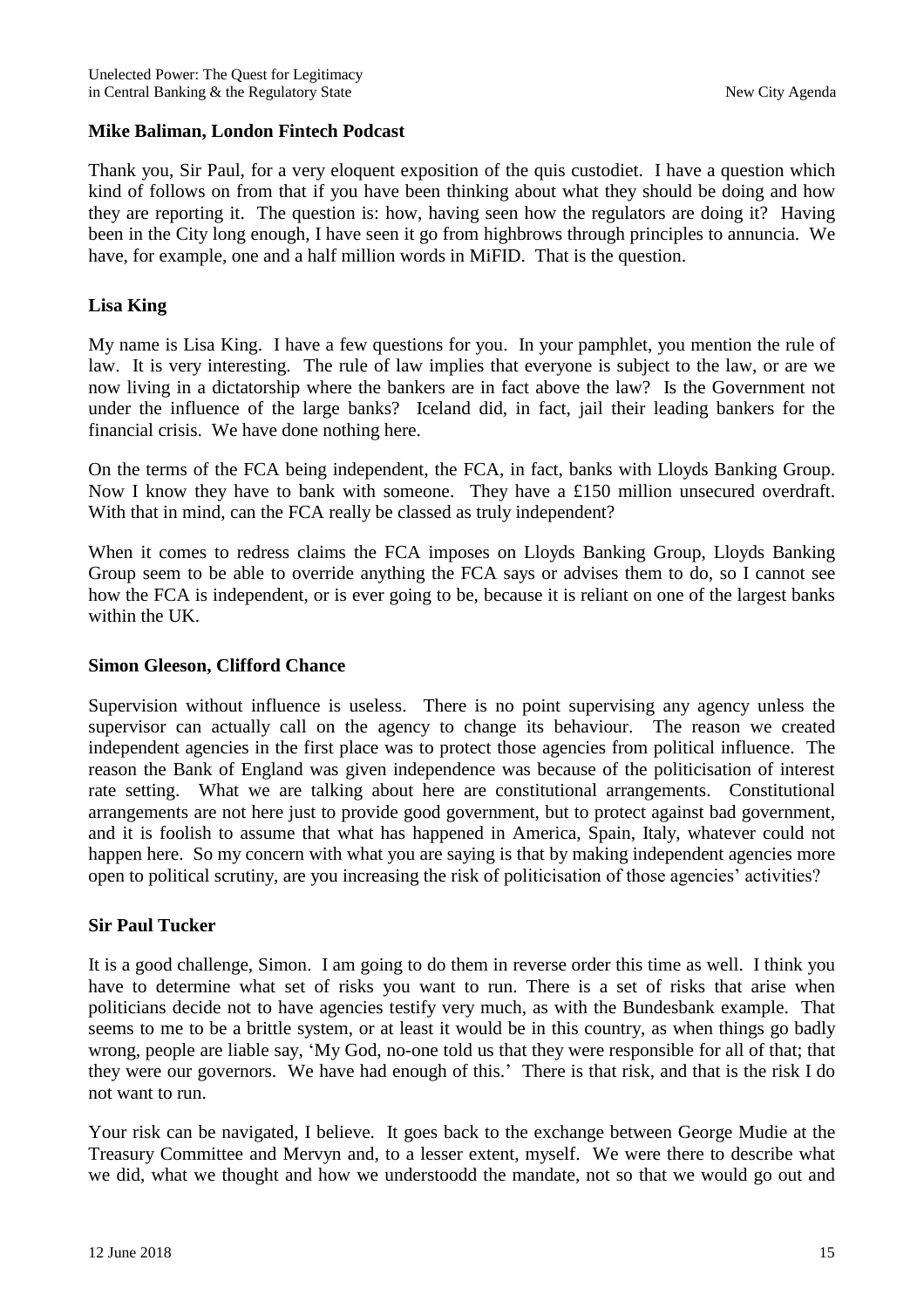**Mike Baliman, London Fintech Podcast**

Thank you, Sir Paul, for a very eloquent exposition of the quis custodiet. I have a question which kind of follows on from that if you have been thinking about what they should be doing and how they are reporting it. The question is: how, having seen how the regulators are doing it? Having been in the City long enough, I have seen it go from highbrows through principles to annuncia. We have, for example, one and a half million words in MiFID. That is the question.

**Lisa King**

My name is Lisa King. I have a few questions for you. In your pamphlet, you mention the rule of law. It is very interesting. The rule of law implies that everyone is subject to the law, or are we now living in a dictatorship where the bankers are in fact above the law? Is the Government not under the influence of the large banks? Iceland did, in fact, jail their leading bankers for the financial crisis. We have done nothing here.

On the terms of the FCA being independent, the FCA, in fact, banks with Lloyds Banking Group. Now I know they have to bank with someone. They have a £150 million unsecured overdraft. With that in mind, can the FCA really be classed as truly independent?

When it comes to redress claims the FCA imposes on Lloyds Banking Group, Lloyds Banking Group seem to be able to override anything the FCA says or advises them to do, so I cannot see how the FCA is independent, or is ever going to be, because it is reliant on one of the largest banks within the UK.

**Simon Gleeson, Clifford Chance**

Supervision without influence is useless. There is no point supervising any agency unless the supervisor can actually call on the agency to change its behaviour. The reason we created independent agencies in the first place was to protect those agencies from political influence. The reason the Bank of England was given independence was because of the politicisation of interest rate setting. What we are talking about here are constitutional arrangements. Constitutional arrangements are not here just to provide good government, but to protect against bad government, and it is foolish to assume that what has happened in America, Spain, Italy, whatever could not happen here. So my concern with what you are saying is that by making independent agencies more open to political scrutiny, are you increasing the risk of politicisation of those agencies' activities?

**Sir Paul Tucker**

It is a good challenge, Simon. I am going to do them in reverse order this time as well. I think you have to determine what set of risks you want to run. There is a set of risks that arise when politicians decide not to have agencies testify very much, as with the Bundesbank example. That seems to me to be a brittle system, or at least it would be in this country, as when things go badly wrong, people are liable say, 'My God, no-one told us that they were responsible for all of that; that they were our governors. We have had enough of this.' There is that risk, and that is the risk I do not want to run.

Your risk can be navigated, I believe. It goes back to the exchange between George Mudie at the Treasury Committee and Mervyn and, to a lesser extent, myself. We were there to describe what we did, what we thought and how we understoodd the mandate, not so that we would go out and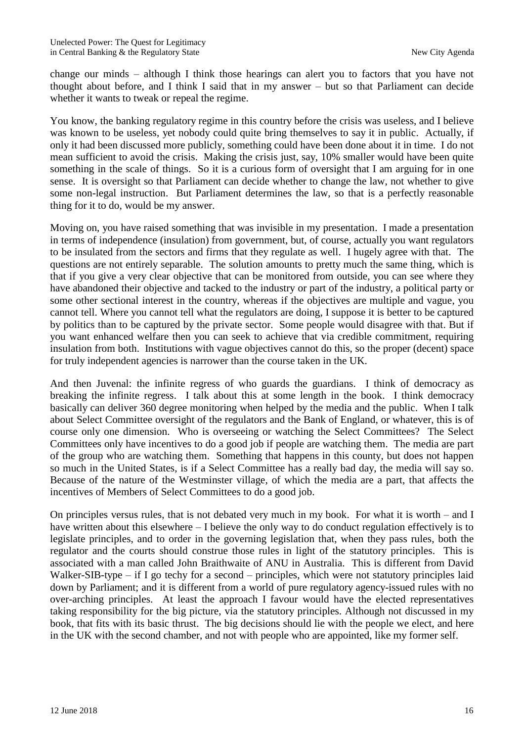change our minds – although I think those hearings can alert you to factors that you have not thought about before, and I think I said that in my answer – but so that Parliament can decide whether it wants to tweak or repeal the regime.

You know, the banking regulatory regime in this country before the crisis was useless, and I believe was known to be useless, yet nobody could quite bring themselves to say it in public. Actually, if only it had been discussed more publicly, something could have been done about it in time. I do not mean sufficient to avoid the crisis. Making the crisis just, say, 10% smaller would have been quite something in the scale of things. So it is a curious form of oversight that I am arguing for in one sense. It is oversight so that Parliament can decide whether to change the law, not whether to give some non-legal instruction. But Parliament determines the law, so that is a perfectly reasonable thing for it to do, would be my answer.

Moving on, you have raised something that was invisible in my presentation. I made a presentation in terms of independence (insulation) from government, but, of course, actually you want regulators to be insulated from the sectors and firms that they regulate as well. I hugely agree with that. The questions are not entirely separable. The solution amounts to pretty much the same thing, which is that if you give a very clear objective that can be monitored from outside, you can see where they have abandoned their objective and tacked to the industry or part of the industry, a political party or some other sectional interest in the country, whereas if the objectives are multiple and vague, you cannot tell. Where you cannot tell what the regulators are doing, I suppose it is better to be captured by politics than to be captured by the private sector. Some people would disagree with that. But if you want enhanced welfare then you can seek to achieve that via credible commitment, requiring insulation from both. Institutions with vague objectives cannot do this, so the proper (decent) space for truly independent agencies is narrower than the course taken in the UK.

And then Juvenal: the infinite regress of who guards the guardians. I think of democracy as breaking the infinite regress. I talk about this at some length in the book. I think democracy basically can deliver 360 degree monitoring when helped by the media and the public. When I talk about Select Committee oversight of the regulators and the Bank of England, or whatever, this is of course only one dimension. Who is overseeing or watching the Select Committees? The Select Committees only have incentives to do a good job if people are watching them. The media are part of the group who are watching them. Something that happens in this county, but does not happen so much in the United States, is if a Select Committee has a really bad day, the media will say so. Because of the nature of the Westminster village, of which the media are a part, that affects the incentives of Members of Select Committees to do a good job.

On principles versus rules, that is not debated very much in my book. For what it is worth – and I have written about this elsewhere – I believe the only way to do conduct regulation effectively is to legislate principles, and to order in the governing legislation that, when they pass rules, both the regulator and the courts should construe those rules in light of the statutory principles. This is associated with a man called John Braithwaite of ANU in Australia. This is different from David Walker-SIB-type – if I go techy for a second – principles, which were not statutory principles laid down by Parliament; and it is different from a world of pure regulatory agency-issued rules with no over-arching principles. At least the approach I favour would have the elected representatives taking responsibility for the big picture, via the statutory principles. Although not discussed in my book, that fits with its basic thrust. The big decisions should lie with the people we elect, and here in the UK with the second chamber, and not with people who are appointed, like my former self.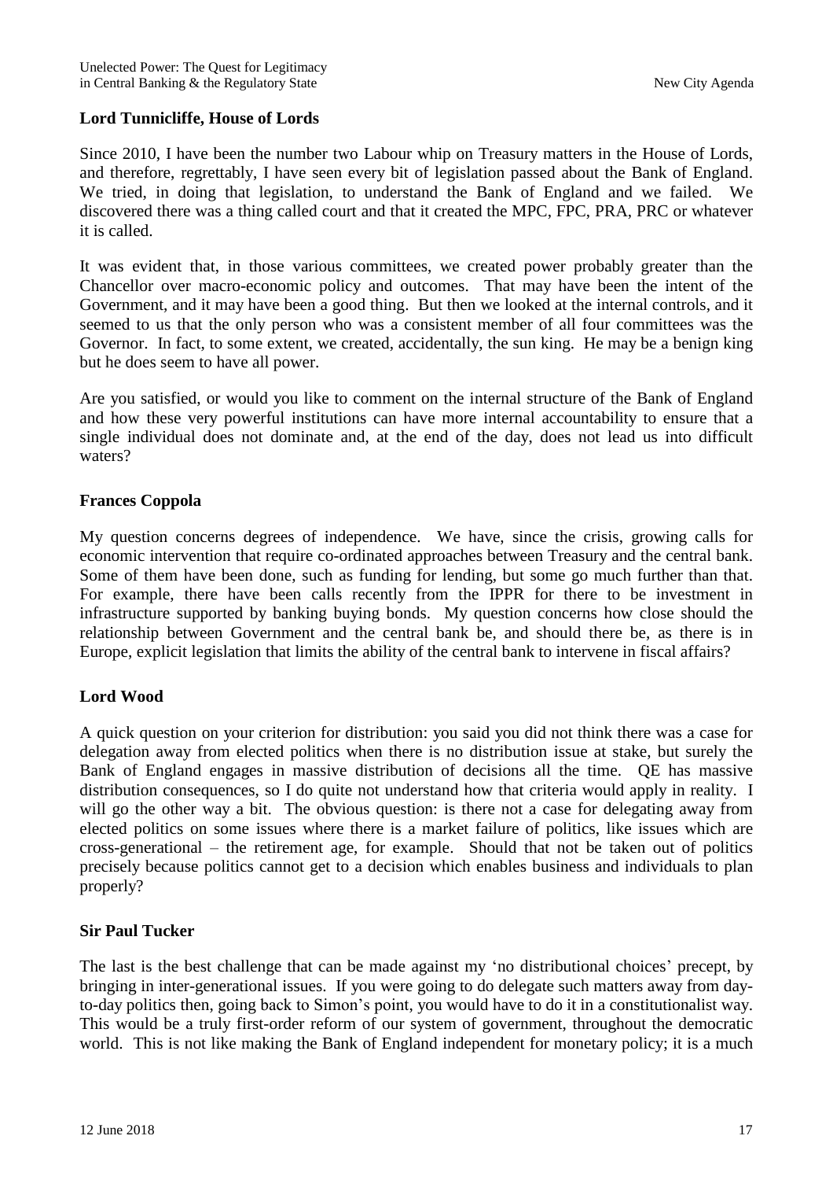**Lord Tunnicliffe, House of Lords**

Since 2010, I have been the number two Labour whip on Treasury matters in the House of Lords, and therefore, regrettably, I have seen every bit of legislation passed about the Bank of England. We tried, in doing that legislation, to understand the Bank of England and we failed. We discovered there was a thing called court and that it created the MPC, FPC, PRA, PRC or whatever it is called.

It was evident that, in those various committees, we created power probably greater than the Chancellor over macro-economic policy and outcomes. That may have been the intent of the Government, and it may have been a good thing. But then we looked at the internal controls, and it seemed to us that the only person who was a consistent member of all four committees was the Governor. In fact, to some extent, we created, accidentally, the sun king. He may be a benign king but he does seem to have all power.

Are you satisfied, or would you like to comment on the internal structure of the Bank of England and how these very powerful institutions can have more internal accountability to ensure that a single individual does not dominate and, at the end of the day, does not lead us into difficult waters?

**Frances Coppola**

My question concerns degrees of independence. We have, since the crisis, growing calls for economic intervention that require co-ordinated approaches between Treasury and the central bank. Some of them have been done, such as funding for lending, but some go much further than that. For example, there have been calls recently from the IPPR for there to be investment in infrastructure supported by banking buying bonds. My question concerns how close should the relationship between Government and the central bank be, and should there be, as there is in Europe, explicit legislation that limits the ability of the central bank to intervene in fiscal affairs?

**Lord Wood**

A quick question on your criterion for distribution: you said you did not think there was a case for delegation away from elected politics when there is no distribution issue at stake, but surely the Bank of England engages in massive distribution of decisions all the time. QE has massive distribution consequences, so I do quite not understand how that criteria would apply in reality. I will go the other way a bit. The obvious question: is there not a case for delegating away from elected politics on some issues where there is a market failure of politics, like issues which are cross-generational – the retirement age, for example. Should that not be taken out of politics precisely because politics cannot get to a decision which enables business and individuals to plan properly?

**Sir Paul Tucker**

The last is the best challenge that can be made against my 'no distributional choices' precept, by bringing in inter-generational issues. If you were going to do delegate such matters away from day-to-day politics then, going back to Simon's point, you would have to do it in a constitutionalist way. This would be a truly first-order reform of our system of government, throughout the democratic world. This is not like making the Bank of England independent for monetary policy; it is a much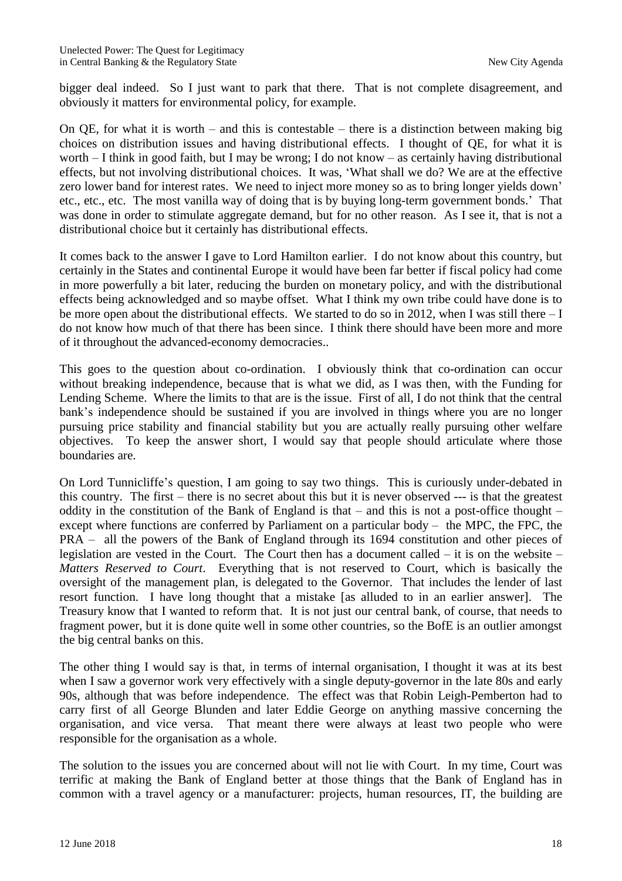bigger deal indeed. So I just want to park that there. That is not complete disagreement, and obviously it matters for environmental policy, for example.

On QE, for what it is worth – and this is contestable – there is a distinction between making big choices on distribution issues and having distributional effects. I thought of QE, for what it is worth – I think in good faith, but I may be wrong; I do not know – as certainly having distributional effects, but not involving distributional choices. It was, 'What shall we do? We are at the effective zero lower band for interest rates. We need to inject more money so as to bring longer yields down' etc., etc., etc. The most vanilla way of doing that is by buying long-term government bonds.' That was done in order to stimulate aggregate demand, but for no other reason. As I see it, that is not a distributional choice but it certainly has distributional effects.

It comes back to the answer I gave to Lord Hamilton earlier. I do not know about this country, but certainly in the States and continental Europe it would have been far better if fiscal policy had come in more powerfully a bit later, reducing the burden on monetary policy, and with the distributional effects being acknowledged and so maybe offset. What I think my own tribe could have done is to be more open about the distributional effects. We started to do so in 2012, when I was still there – I do not know how much of that there has been since. I think there should have been more and more of it throughout the advanced-economy democracies..

This goes to the question about co-ordination. I obviously think that co-ordination can occur without breaking independence, because that is what we did, as I was then, with the Funding for Lending Scheme. Where the limits to that are is the issue. First of all, I do not think that the central bank's independence should be sustained if you are involved in things where you are no longer pursuing price stability and financial stability but you are actually really pursuing other welfare objectives. To keep the answer short, I would say that people should articulate where those boundaries are.

On Lord Tunnicliffe's question, I am going to say two things. This is curiously under-debated in this country. The first – there is no secret about this but it is never observed --- is that the greatest oddity in the constitution of the Bank of England is that – and this is not a post-office thought – except where functions are conferred by Parliament on a particular body – the MPC, the FPC, the PRA – all the powers of the Bank of England through its 1694 constitution and other pieces of legislation are vested in the Court. The Court then has a document called – it is on the website – *Matters Reserved to Court*. Everything that is not reserved to Court, which is basically the oversight of the management plan, is delegated to the Governor. That includes the lender of last resort function. I have long thought that a mistake [as alluded to in an earlier answer]. The Treasury know that I wanted to reform that. It is not just our central bank, of course, that needs to fragment power, but it is done quite well in some other countries, so the BofE is an outlier amongst the big central banks on this.

The other thing I would say is that, in terms of internal organisation, I thought it was at its best when I saw a governor work very effectively with a single deputy-governor in the late 80s and early 90s, although that was before independence. The effect was that Robin Leigh-Pemberton had to carry first of all George Blunden and later Eddie George on anything massive concerning the organisation, and vice versa. That meant there were always at least two people who were responsible for the organisation as a whole.

The solution to the issues you are concerned about will not lie with Court. In my time, Court was terrific at making the Bank of England better at those things that the Bank of England has in common with a travel agency or a manufacturer: projects, human resources, IT, the building are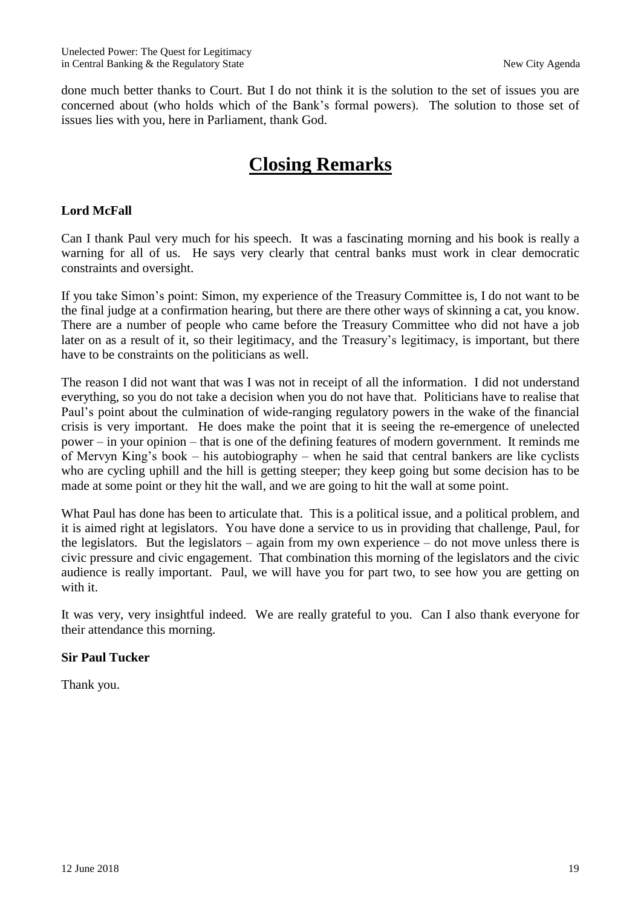done much better thanks to Court. But I do not think it is the solution to the set of issues you are concerned about (who holds which of the Bank's formal powers). The solution to those set of issues lies with you, here in Parliament, thank God.

# Closing Remarks

**Lord McFall**

Can I thank Paul very much for his speech. It was a fascinating morning and his book is really a warning for all of us. He says very clearly that central banks must work in clear democratic constraints and oversight.

If you take Simon's point: Simon, my experience of the Treasury Committee is, I do not want to be the final judge at a confirmation hearing, but there are there other ways of skinning a cat, you know. There are a number of people who came before the Treasury Committee who did not have a job later on as a result of it, so their legitimacy, and the Treasury's legitimacy, is important, but there have to be constraints on the politicians as well.

The reason I did not want that was I was not in receipt of all the information. I did not understand everything, so you do not take a decision when you do not have that. Politicians have to realise that Paul's point about the culmination of wide-ranging regulatory powers in the wake of the financial crisis is very important. He does make the point that it is seeing the re-emergence of unelected power – in your opinion – that is one of the defining features of modern government. It reminds me of Mervyn King's book – his autobiography – when he said that central bankers are like cyclists who are cycling uphill and the hill is getting steeper; they keep going but some decision has to be made at some point or they hit the wall, and we are going to hit the wall at some point.

What Paul has done has been to articulate that. This is a political issue, and a political problem, and it is aimed right at legislators. You have done a service to us in providing that challenge, Paul, for the legislators. But the legislators – again from my own experience – do not move unless there is civic pressure and civic engagement. That combination this morning of the legislators and the civic audience is really important. Paul, we will have you for part two, to see how you are getting on with it.

It was very, very insightful indeed. We are really grateful to you. Can I also thank everyone for their attendance this morning.

**Sir Paul Tucker**

Thank you.